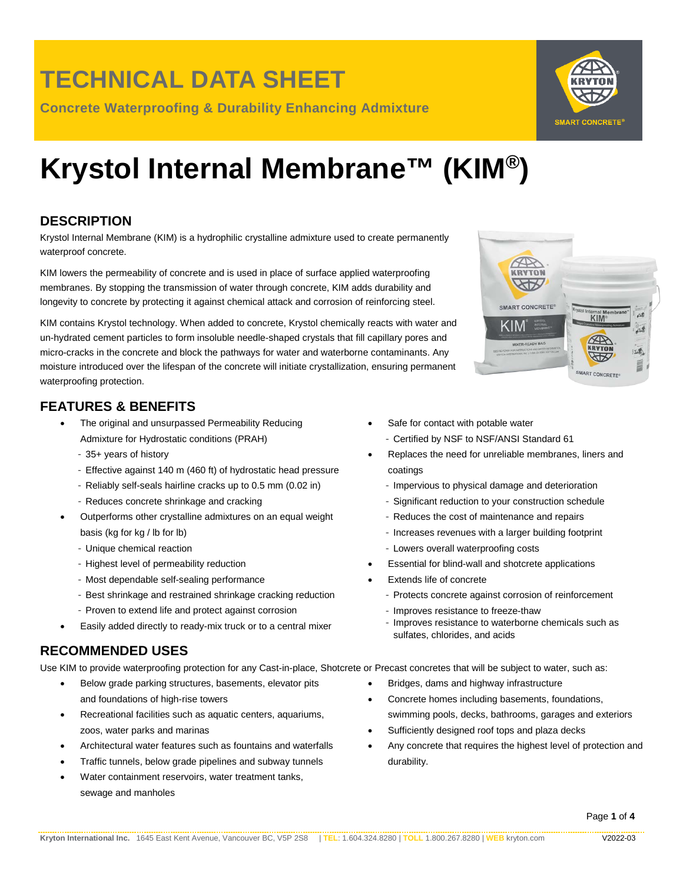# TECHNICAL DATA SHEET

**Concrete Waterproofing & Durability Enhancing Admixture**

# Krystol Internal Membrane™ (KIM®)

## DESCRIPTION

Krystol Internal Membrane (KIM) is a hydrophilic crystalline admixture used to create permanently waterproof concrete.

KIM lowers the permeability of concrete and is used in place of surface applied waterproofing membranes. By stopping the transmission of water through concrete, KIM adds durability and longevity to concrete by protecting it against chemical attack and corrosion of reinforcing steel.

KIM contains Krystol technology. When added to concrete, Krystol chemically reacts with water and un-hydrated cement particles to form insoluble needle-shaped crystals that fill capillary pores and micro-cracks in the concrete and block the pathways for water and waterborne contaminants. Any moisture introduced over the lifespan of the concrete will initiate crystallization, ensuring permanent waterproofing protection.

## FEATURES & BENEFITS

- The original and unsurpassed Permeability Reducing Admixture for Hydrostatic conditions (PRAH)
  - 35+ years of history
  - Effective against 140 m (460 ft) of hydrostatic head pressure
  - Reliably self-seals hairline cracks up to 0.5 mm (0.02 in)
  - Reduces concrete shrinkage and cracking
- Outperforms other crystalline admixtures on an equal weight basis (kg for kg / lb for lb)
  - Unique chemical reaction
  - Highest level of permeability reduction
  - Most dependable self-sealing performance
  - Best shrinkage and restrained shrinkage cracking reduction
  - Proven to extend life and protect against corrosion
- Easily added directly to ready-mix truck or to a central mixer
- Safe for contact with potable water
  - Certified by NSF to NSF/ANSI Standard 61
- Replaces the need for unreliable membranes, liners and coatings
  - Impervious to physical damage and deterioration
  - Significant reduction to your construction schedule
  - Reduces the cost of maintenance and repairs
  - Increases revenues with a larger building footprint
  - Lowers overall waterproofing costs
- Essential for blind-wall and shotcrete applications
- Extends life of concrete
  - Protects concrete against corrosion of reinforcement
  - Improves resistance to freeze-thaw
  - Improves resistance to waterborne chemicals such as sulfates, chlorides, and acids

## RECOMMENDED USES

Use KIM to provide waterproofing protection for any Cast-in-place, Shotcrete or Precast concretes that will be subject to water, such as:

- Below grade parking structures, basements, elevator pits and foundations of high-rise towers
- Recreational facilities such as aquatic centers, aquariums, zoos, water parks and marinas
- Architectural water features such as fountains and waterfalls
- Traffic tunnels, below grade pipelines and subway tunnels
- Water containment reservoirs, water treatment tanks, sewage and manholes
- Bridges, dams and highway infrastructure
- Concrete homes including basements, foundations, swimming pools, decks, bathrooms, garages and exteriors
- Sufficiently designed roof tops and plaza decks
- Any concrete that requires the highest level of protection and durability.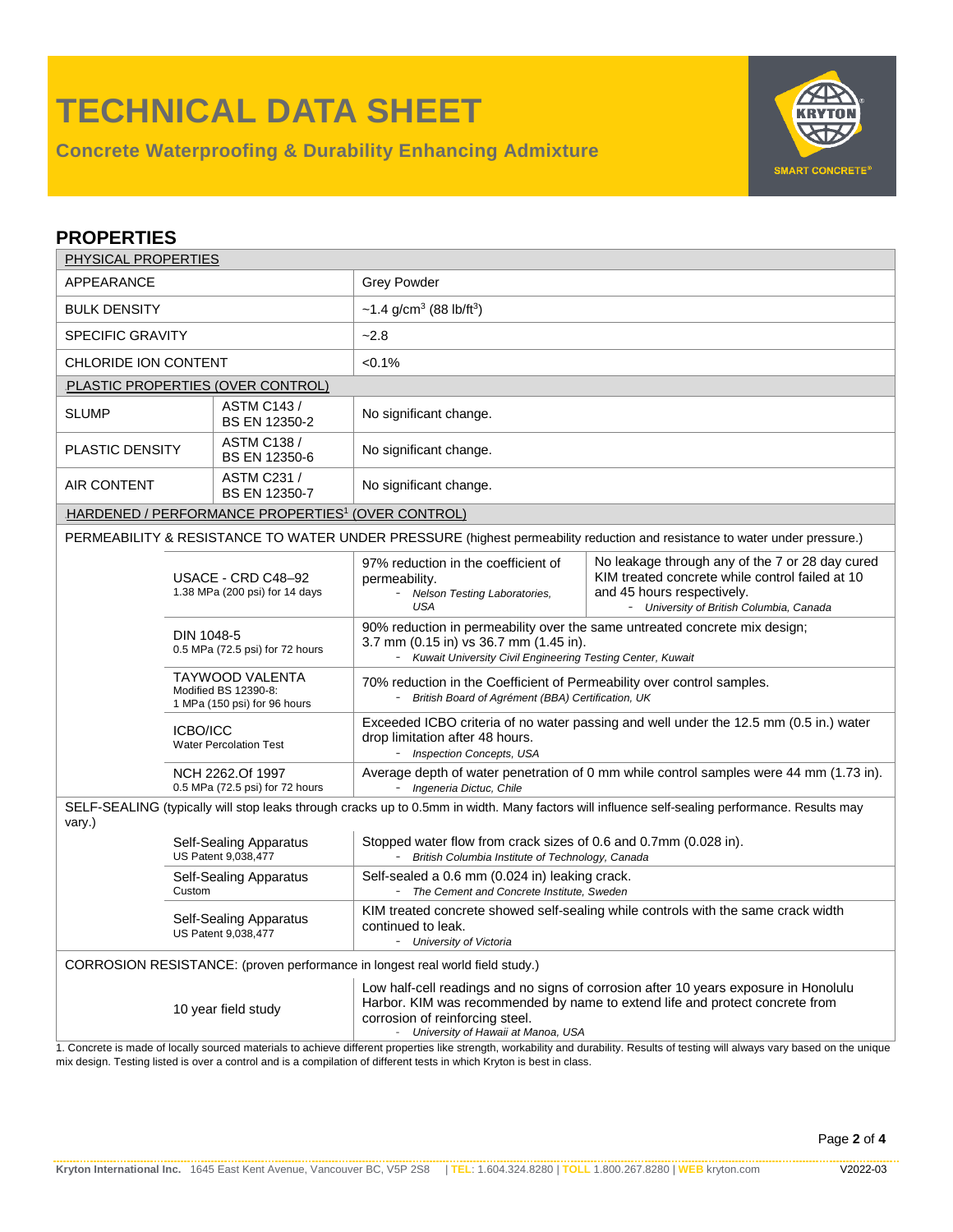# TECHNICAL DATA SHEET

**Concrete Waterproofing & Durability Enhancing Admixture**

## PROPERTIES

| | | | |
|---|---|---|---|
| PHYSICAL PROPERTIES | | | |
| APPEARANCE | | Grey Powder | |
| BULK DENSITY | | ~1.4 g/cm$^3$ (88 lb/ft$^3$) | |
| SPECIFIC GRAVITY | | ~2.8 | |
| CHLORIDE ION CONTENT | | <0.1% | |
| PLASTIC PROPERTIES (OVER CONTROL) | | | |
| SLUMP | ASTM C143 / BS EN 12350-2 | No significant change. | |
| PLASTIC DENSITY | ASTM C138 / BS EN 12350-6 | No significant change. | |
| AIR CONTENT | ASTM C231 / BS EN 12350-7 | No significant change. | |
| HARDENED / PERFORMANCE PROPERTIES[1] (OVER CONTROL) | | | |
| PERMEABILITY & RESISTANCE TO WATER UNDER PRESSURE (highest permeability reduction and resistance to water under pressure.) | | | |
| | USACE - CRD C48–92<br>1.38 MPa (200 psi) for 14 days | 97% reduction in the coefficient of permeability.<br>- *Nelson Testing Laboratories, USA* | No leakage through any of the 7 or 28 day cured KIM treated concrete while control failed at 10 and 45 hours respectively.<br>- *University of British Columbia, Canada* |
| | DIN 1048-5<br>0.5 MPa (72.5 psi) for 72 hours | 90% reduction in permeability over the same untreated concrete mix design; 3.7 mm (0.15 in) vs 36.7 mm (1.45 in).<br>- *Kuwait University Civil Engineering Testing Center, Kuwait* | |
| | TAYWOOD VALENTA<br>Modified BS 12390-8:<br>1 MPa (150 psi) for 96 hours | 70% reduction in the Coefficient of Permeability over control samples.<br>- *British Board of Agrément (BBA) Certification, UK* | |
| | ICBO/ICC<br>Water Percolation Test | Exceeded ICBO criteria of no water passing and well under the 12.5 mm (0.5 in.) water drop limitation after 48 hours.<br>- *Inspection Concepts, USA* | |
| | NCH 2262.Of 1997<br>0.5 MPa (72.5 psi) for 72 hours | Average depth of water penetration of 0 mm while control samples were 44 mm (1.73 in).<br>- *Ingeneria Dictuc, Chile* | |
| SELF-SEALING (typically will stop leaks through cracks up to 0.5mm in width. Many factors will influence self-sealing performance. Results may vary.) | | | |
| | Self-Sealing Apparatus<br>US Patent 9,038,477 | Stopped water flow from crack sizes of 0.6 and 0.7mm (0.028 in).<br>- *British Columbia Institute of Technology, Canada* | |
| | Self-Sealing Apparatus<br>Custom | Self-sealed a 0.6 mm (0.024 in) leaking crack.<br>- *The Cement and Concrete Institute, Sweden* | |
| | Self-Sealing Apparatus<br>US Patent 9,038,477 | KIM treated concrete showed self-sealing while controls with the same crack width continued to leak.<br>- *University of Victoria* | |
| CORROSION RESISTANCE: (proven performance in longest real world field study.) | | | |
| | 10 year field study | Low half-cell readings and no signs of corrosion after 10 years exposure in Honolulu Harbor. KIM was recommended by name to extend life and protect concrete from corrosion of reinforcing steel.<br>- *University of Hawaii at Manoa, USA* | |

1. Concrete is made of locally sourced materials to achieve different properties like strength, workability and durability. Results of testing will always vary based on the unique mix design. Testing listed is over a control and is a compilation of different tests in which Kryton is best in class.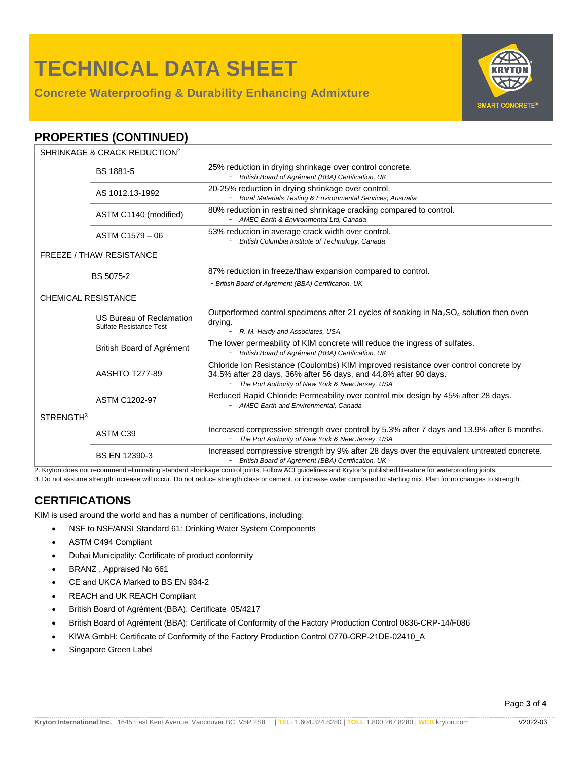# TECHNICAL DATA SHEET

**Concrete Waterproofing & Durability Enhancing Admixture**

## PROPERTIES (CONTINUED)

| | | |
|---|---|---|
| **SHRINKAGE & CRACK REDUCTION[2]** | | |
| | BS 1881-5 | 25% reduction in drying shrinkage over control concrete.<br>- *British Board of Agrément (BBA) Certification, UK* |
| | AS 1012.13-1992 | 20-25% reduction in drying shrinkage over control.<br>- *Boral Materials Testing & Environmental Services, Australia* |
| | ASTM C1140 (modified) | 80% reduction in restrained shrinkage cracking compared to control.<br>- *AMEC Earth & Environmental Ltd, Canada* |
| | ASTM C1579 – 06 | 53% reduction in average crack width over control.<br>- *British Columbia Institute of Technology, Canada* |
| **FREEZE / THAW RESISTANCE** | | |
| | BS 5075-2 | 87% reduction in freeze/thaw expansion compared to control.<br>- *British Board of Agrément (BBA) Certification, UK* |
| **CHEMICAL RESISTANCE** | | |
| | US Bureau of Reclamation Sulfate Resistance Test | Outperformed control specimens after 21 cycles of soaking in $Na_2SO_4$ solution then oven drying.<br>- *R. M. Hardy and Associates, USA* |
| | British Board of Agrément | The lower permeability of KIM concrete will reduce the ingress of sulfates.<br>- *British Board of Agrément (BBA) Certification, UK* |
| | AASHTO T277-89 | Chloride Ion Resistance (Coulombs) KIM improved resistance over control concrete by 34.5% after 28 days, 36% after 56 days, and 44.8% after 90 days.<br>- *The Port Authority of New York & New Jersey, USA* |
| | ASTM C1202-97 | Reduced Rapid Chloride Permeability over control mix design by 45% after 28 days.<br>- *AMEC Earth and Environmental, Canada* |
| **STRENGTH[3]** | | |
| | ASTM C39 | Increased compressive strength over control by 5.3% after 7 days and 13.9% after 6 months.<br>- *The Port Authority of New York & New Jersey, USA* |
| | BS EN 12390-3 | Increased compressive strength by 9% after 28 days over the equivalent untreated concrete.<br>- *British Board of Agrément (BBA) Certification, UK* |

2. Kryton does not recommend eliminating standard shrinkage control joints. Follow ACI guidelines and Kryton's published literature for waterproofing joints.

3. Do not assume strength increase will occur. Do not reduce strength class or cement, or increase water compared to starting mix. Plan for no changes to strength.

## CERTIFICATIONS

KIM is used around the world and has a number of certifications, including:

- NSF to NSF/ANSI Standard 61: Drinking Water System Components
- ASTM C494 Compliant
- Dubai Municipality: Certificate of product conformity
- BRANZ , Appraised No 661
- CE and UKCA Marked to BS EN 934-2
- REACH and UK REACH Compliant
- British Board of Agrément (BBA): Certificate 05/4217
- British Board of Agrément (BBA): Certificate of Conformity of the Factory Production Control 0836-CRP-14/F086
- KIWA GmbH: Certificate of Conformity of the Factory Production Control 0770-CRP-21DE-02410_A
- Singapore Green Label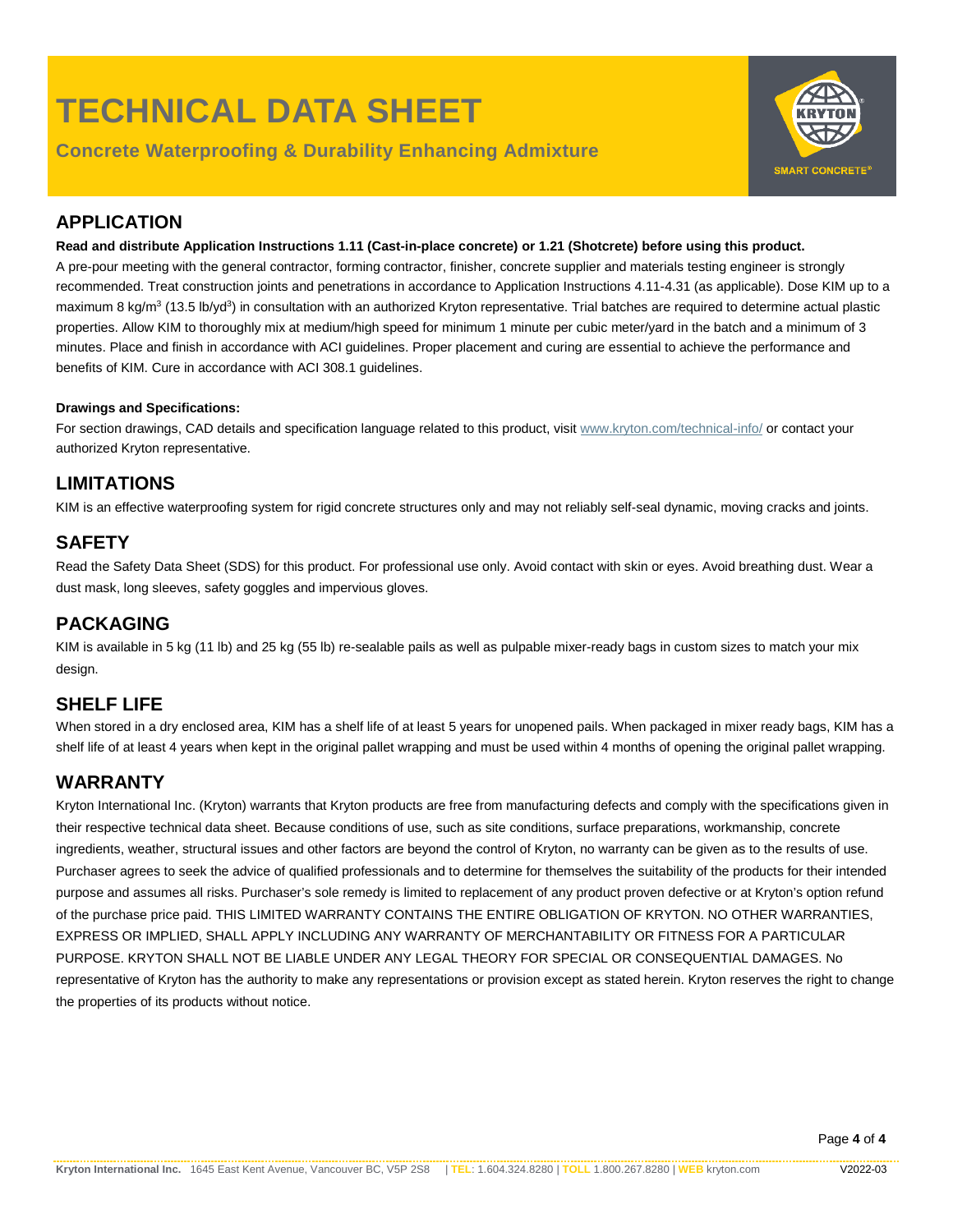# TECHNICAL DATA SHEET

**Concrete Waterproofing & Durability Enhancing Admixture**

## APPLICATION

**Read and distribute Application Instructions 1.11 (Cast-in-place concrete) or 1.21 (Shotcrete) before using this product.**

A pre-pour meeting with the general contractor, forming contractor, finisher, concrete supplier and materials testing engineer is strongly recommended. Treat construction joints and penetrations in accordance to Application Instructions 4.11-4.31 (as applicable). Dose KIM up to a maximum 8 $kg/m^3$ (13.5 $lb/yd^3$) in consultation with an authorized Kryton representative. Trial batches are required to determine actual plastic properties. Allow KIM to thoroughly mix at medium/high speed for minimum 1 minute per cubic meter/yard in the batch and a minimum of 3 minutes. Place and finish in accordance with ACI guidelines. Proper placement and curing are essential to achieve the performance and benefits of KIM. Cure in accordance with ACI 308.1 guidelines.

**Drawings and Specifications:**

For section drawings, CAD details and specification language related to this product, visit www.kryton.com/technical-info/ or contact your authorized Kryton representative.

## LIMITATIONS

KIM is an effective waterproofing system for rigid concrete structures only and may not reliably self-seal dynamic, moving cracks and joints.

## SAFETY

Read the Safety Data Sheet (SDS) for this product. For professional use only. Avoid contact with skin or eyes. Avoid breathing dust. Wear a dust mask, long sleeves, safety goggles and impervious gloves.

## PACKAGING

KIM is available in 5 kg (11 lb) and 25 kg (55 lb) re-sealable pails as well as pulpable mixer-ready bags in custom sizes to match your mix design.

## SHELF LIFE

When stored in a dry enclosed area, KIM has a shelf life of at least 5 years for unopened pails. When packaged in mixer ready bags, KIM has a shelf life of at least 4 years when kept in the original pallet wrapping and must be used within 4 months of opening the original pallet wrapping.

## WARRANTY

Kryton International Inc. (Kryton) warrants that Kryton products are free from manufacturing defects and comply with the specifications given in their respective technical data sheet. Because conditions of use, such as site conditions, surface preparations, workmanship, concrete ingredients, weather, structural issues and other factors are beyond the control of Kryton, no warranty can be given as to the results of use. Purchaser agrees to seek the advice of qualified professionals and to determine for themselves the suitability of the products for their intended purpose and assumes all risks. Purchaser's sole remedy is limited to replacement of any product proven defective or at Kryton's option refund of the purchase price paid. THIS LIMITED WARRANTY CONTAINS THE ENTIRE OBLIGATION OF KRYTON. NO OTHER WARRANTIES, EXPRESS OR IMPLIED, SHALL APPLY INCLUDING ANY WARRANTY OF MERCHANTABILITY OR FITNESS FOR A PARTICULAR PURPOSE. KRYTON SHALL NOT BE LIABLE UNDER ANY LEGAL THEORY FOR SPECIAL OR CONSEQUENTIAL DAMAGES. No representative of Kryton has the authority to make any representations or provision except as stated herein. Kryton reserves the right to change the properties of its products without notice.